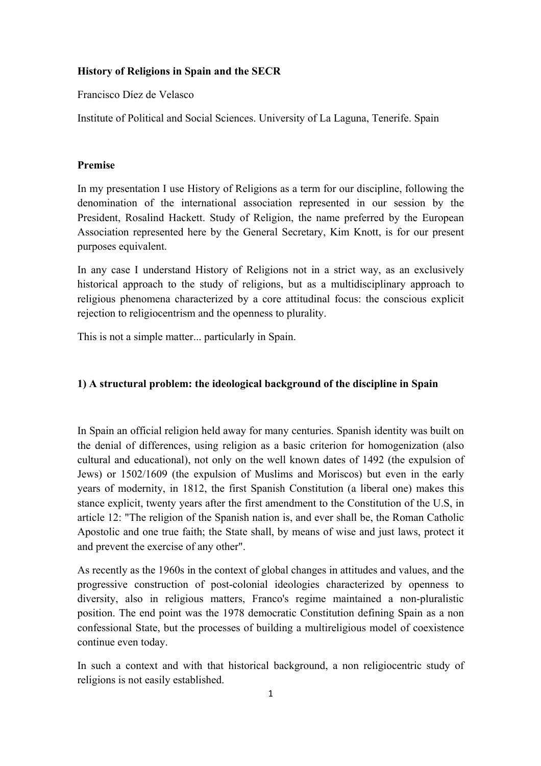**History of Religions in Spain and the SECR**

Francisco Díez de Velasco

Institute of Political and Social Sciences. University of La Laguna, Tenerife. Spain

**Premise**

In my presentation I use History of Religions as a term for our discipline, following the denomination of the international association represented in our session by the President, Rosalind Hackett. Study of Religion, the name preferred by the European Association represented here by the General Secretary, Kim Knott, is for our present purposes equivalent.

In any case I understand History of Religions not in a strict way, as an exclusively historical approach to the study of religions, but as a multidisciplinary approach to religious phenomena characterized by a core attitudinal focus: the conscious explicit rejection to religiocentrism and the openness to plurality.

This is not a simple matter... particularly in Spain.

**1) A structural problem: the ideological background of the discipline in Spain**

In Spain an official religion held away for many centuries. Spanish identity was built on the denial of differences, using religion as a basic criterion for homogenization (also cultural and educational), not only on the well known dates of 1492 (the expulsion of Jews) or 1502/1609 (the expulsion of Muslims and Moriscos) but even in the early years of modernity, in 1812, the first Spanish Constitution (a liberal one) makes this stance explicit, twenty years after the first amendment to the Constitution of the U.S, in article 12: "The religion of the Spanish nation is, and ever shall be, the Roman Catholic Apostolic and one true faith; the State shall, by means of wise and just laws, protect it and prevent the exercise of any other".

As recently as the 1960s in the context of global changes in attitudes and values, and the progressive construction of post-colonial ideologies characterized by openness to diversity, also in religious matters, Franco's regime maintained a non-pluralistic position. The end point was the 1978 democratic Constitution defining Spain as a non confessional State, but the processes of building a multireligious model of coexistence continue even today.

In such a context and with that historical background, a non religiocentric study of religions is not easily established.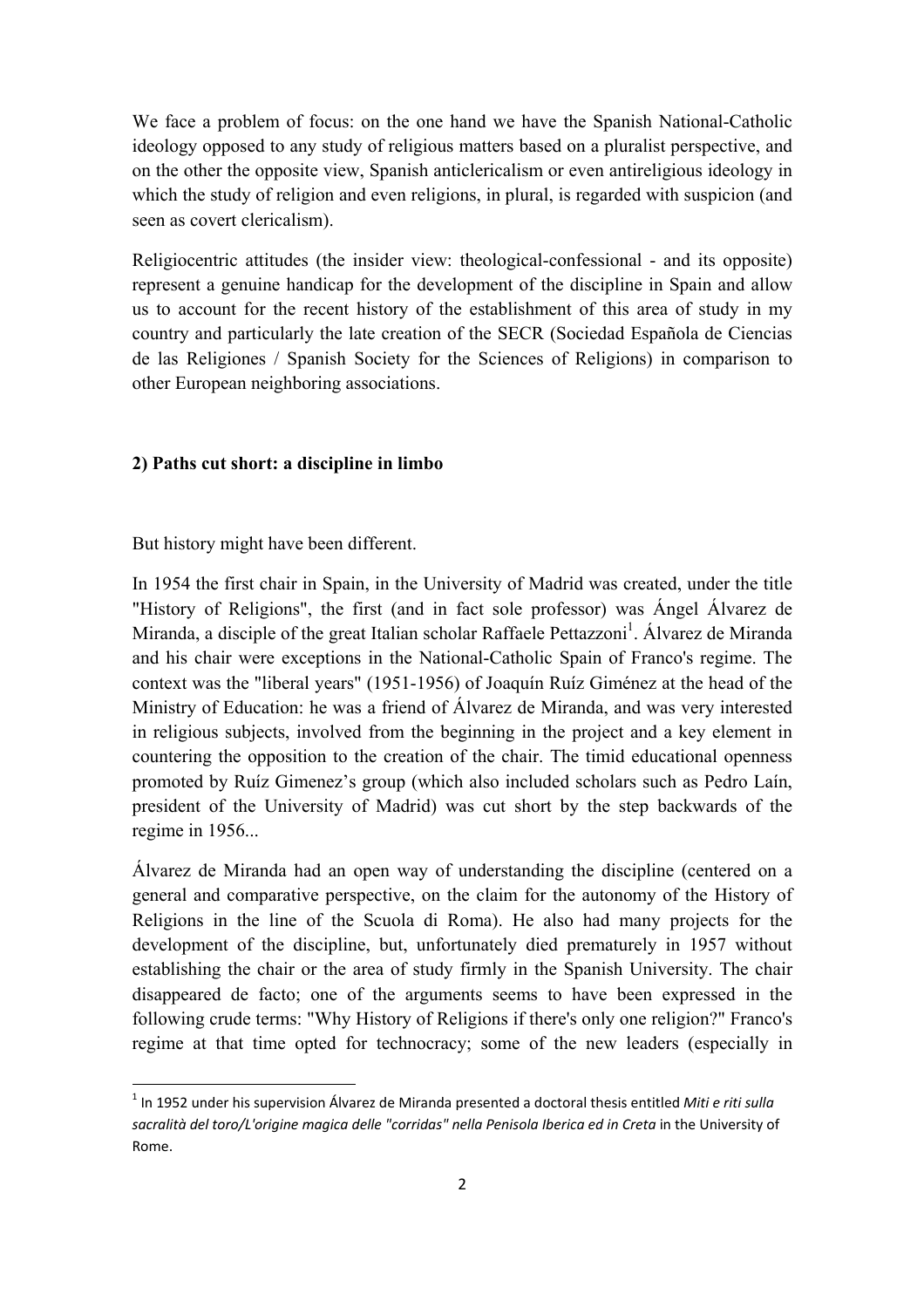We face a problem of focus: on the one hand we have the Spanish National-Catholic ideology opposed to any study of religious matters based on a pluralist perspective, and on the other the opposite view, Spanish anticlericalism or even antireligious ideology in which the study of religion and even religions, in plural, is regarded with suspicion (and seen as covert clericalism).

Religiocentric attitudes (the insider view: theological-confessional - and its opposite) represent a genuine handicap for the development of the discipline in Spain and allow us to account for the recent history of the establishment of this area of study in my country and particularly the late creation of the SECR (Sociedad Española de Ciencias de las Religiones / Spanish Society for the Sciences of Religions) in comparison to other European neighboring associations.

## 2) Paths cut short: a discipline in limbo

But history might have been different.

In 1954 the first chair in Spain, in the University of Madrid was created, under the title "History of Religions", the first (and in fact sole professor) was Ángel Álvarez de Miranda, a disciple of the great Italian scholar Raffaele Pettazzoni[1]. Álvarez de Miranda and his chair were exceptions in the National-Catholic Spain of Franco's regime. The context was the "liberal years" (1951-1956) of Joaquín Ruíz Giménez at the head of the Ministry of Education: he was a friend of Álvarez de Miranda, and was very interested in religious subjects, involved from the beginning in the project and a key element in countering the opposition to the creation of the chair. The timid educational openness promoted by Ruíz Gimenez's group (which also included scholars such as Pedro Laín, president of the University of Madrid) was cut short by the step backwards of the regime in 1956...

Álvarez de Miranda had an open way of understanding the discipline (centered on a general and comparative perspective, on the claim for the autonomy of the History of Religions in the line of the Scuola di Roma). He also had many projects for the development of the discipline, but, unfortunately died prematurely in 1957 without establishing the chair or the area of study firmly in the Spanish University. The chair disappeared de facto; one of the arguments seems to have been expressed in the following crude terms: "Why History of Religions if there's only one religion?" Franco's regime at that time opted for technocracy; some of the new leaders (especially in

[1] In 1952 under his supervision Álvarez de Miranda presented a doctoral thesis entitled *Miti e riti sulla sacralità del toro/L'origine magica delle "corridas" nella Penisola Iberica ed in Creta* in the University of Rome.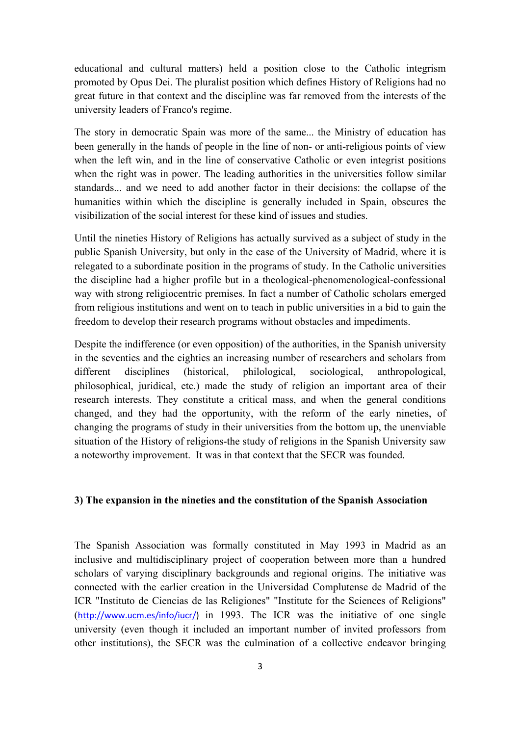educational and cultural matters) held a position close to the Catholic integrism promoted by Opus Dei. The pluralist position which defines History of Religions had no great future in that context and the discipline was far removed from the interests of the university leaders of Franco's regime.

The story in democratic Spain was more of the same... the Ministry of education has been generally in the hands of people in the line of non- or anti-religious points of view when the left win, and in the line of conservative Catholic or even integrist positions when the right was in power. The leading authorities in the universities follow similar standards... and we need to add another factor in their decisions: the collapse of the humanities within which the discipline is generally included in Spain, obscures the visibilization of the social interest for these kind of issues and studies.

Until the nineties History of Religions has actually survived as a subject of study in the public Spanish University, but only in the case of the University of Madrid, where it is relegated to a subordinate position in the programs of study. In the Catholic universities the discipline had a higher profile but in a theological-phenomenological-confessional way with strong religiocentric premises. In fact a number of Catholic scholars emerged from religious institutions and went on to teach in public universities in a bid to gain the freedom to develop their research programs without obstacles and impediments.

Despite the indifference (or even opposition) of the authorities, in the Spanish university in the seventies and the eighties an increasing number of researchers and scholars from different disciplines (historical, philological, sociological, anthropological, philosophical, juridical, etc.) made the study of religion an important area of their research interests. They constitute a critical mass, and when the general conditions changed, and they had the opportunity, with the reform of the early nineties, of changing the programs of study in their universities from the bottom up, the unenviable situation of the History of religions-the study of religions in the Spanish University saw a noteworthy improvement. It was in that context that the SECR was founded.

### 3) The expansion in the nineties and the constitution of the Spanish Association

The Spanish Association was formally constituted in May 1993 in Madrid as an inclusive and multidisciplinary project of cooperation between more than a hundred scholars of varying disciplinary backgrounds and regional origins. The initiative was connected with the earlier creation in the Universidad Complutense de Madrid of the ICR "Instituto de Ciencias de las Religiones" "Institute for the Sciences of Religions" (http://www.ucm.es/info/iucr/) in 1993. The ICR was the initiative of one single university (even though it included an important number of invited professors from other institutions), the SECR was the culmination of a collective endeavor bringing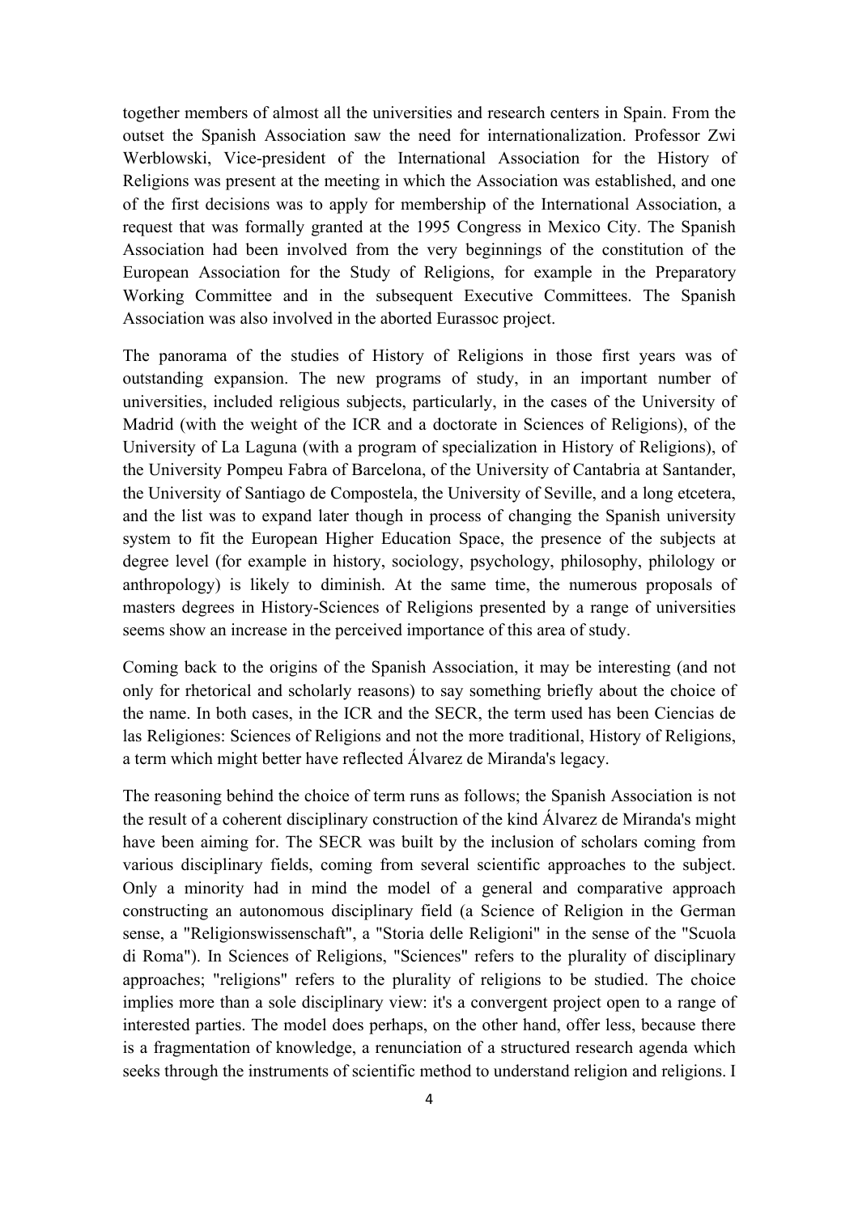together members of almost all the universities and research centers in Spain. From the outset the Spanish Association saw the need for internationalization. Professor Zwi Werblowski, Vice-president of the International Association for the History of Religions was present at the meeting in which the Association was established, and one of the first decisions was to apply for membership of the International Association, a request that was formally granted at the 1995 Congress in Mexico City. The Spanish Association had been involved from the very beginnings of the constitution of the European Association for the Study of Religions, for example in the Preparatory Working Committee and in the subsequent Executive Committees. The Spanish Association was also involved in the aborted Eurassoc project.

The panorama of the studies of History of Religions in those first years was of outstanding expansion. The new programs of study, in an important number of universities, included religious subjects, particularly, in the cases of the University of Madrid (with the weight of the ICR and a doctorate in Sciences of Religions), of the University of La Laguna (with a program of specialization in History of Religions), of the University Pompeu Fabra of Barcelona, of the University of Cantabria at Santander, the University of Santiago de Compostela, the University of Seville, and a long etcetera, and the list was to expand later though in process of changing the Spanish university system to fit the European Higher Education Space, the presence of the subjects at degree level (for example in history, sociology, psychology, philosophy, philology or anthropology) is likely to diminish. At the same time, the numerous proposals of masters degrees in History-Sciences of Religions presented by a range of universities seems show an increase in the perceived importance of this area of study.

Coming back to the origins of the Spanish Association, it may be interesting (and not only for rhetorical and scholarly reasons) to say something briefly about the choice of the name. In both cases, in the ICR and the SECR, the term used has been Ciencias de las Religiones: Sciences of Religions and not the more traditional, History of Religions, a term which might better have reflected Álvarez de Miranda's legacy.

The reasoning behind the choice of term runs as follows; the Spanish Association is not the result of a coherent disciplinary construction of the kind Álvarez de Miranda's might have been aiming for. The SECR was built by the inclusion of scholars coming from various disciplinary fields, coming from several scientific approaches to the subject. Only a minority had in mind the model of a general and comparative approach constructing an autonomous disciplinary field (a Science of Religion in the German sense, a "Religionswissenschaft", a "Storia delle Religioni" in the sense of the "Scuola di Roma"). In Sciences of Religions, "Sciences" refers to the plurality of disciplinary approaches; "religions" refers to the plurality of religions to be studied. The choice implies more than a sole disciplinary view: it's a convergent project open to a range of interested parties. The model does perhaps, on the other hand, offer less, because there is a fragmentation of knowledge, a renunciation of a structured research agenda which seeks through the instruments of scientific method to understand religion and religions. I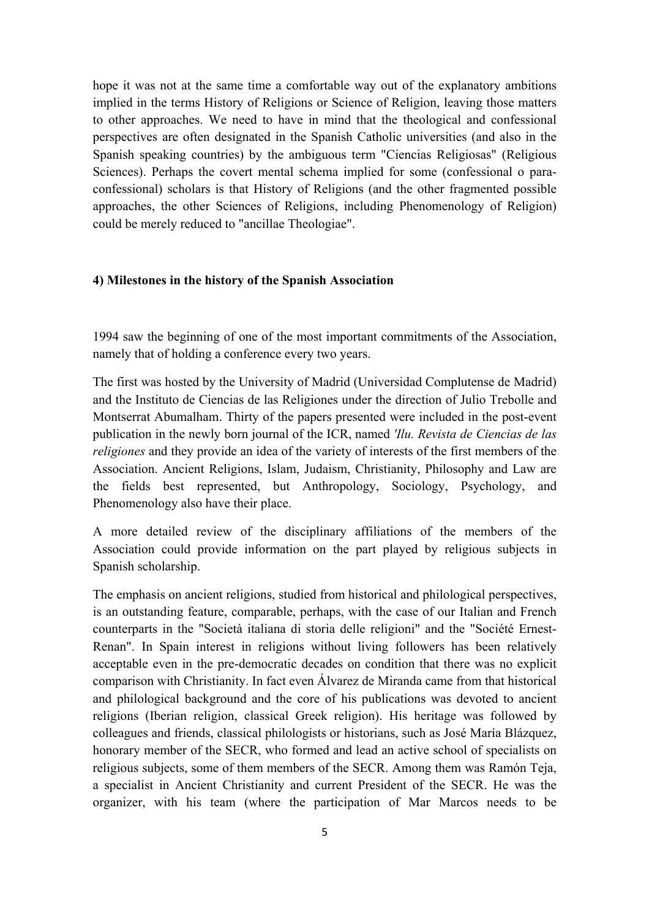hope it was not at the same time a comfortable way out of the explanatory ambitions implied in the terms History of Religions or Science of Religion, leaving those matters to other approaches. We need to have in mind that the theological and confessional perspectives are often designated in the Spanish Catholic universities (and also in the Spanish speaking countries) by the ambiguous term "Ciencias Religiosas" (Religious Sciences). Perhaps the covert mental schema implied for some (confessional o para-confessional) scholars is that History of Religions (and the other fragmented possible approaches, the other Sciences of Religions, including Phenomenology of Religion) could be merely reduced to "ancillae Theologiae".

**4) Milestones in the history of the Spanish Association**

1994 saw the beginning of one of the most important commitments of the Association, namely that of holding a conference every two years.

The first was hosted by the University of Madrid (Universidad Complutense de Madrid) and the Instituto de Ciencias de las Religiones under the direction of Julio Trebolle and Montserrat Abumalham. Thirty of the papers presented were included in the post-event publication in the newly born journal of the ICR, named *'Ilu. Revista de Ciencias de las religiones* and they provide an idea of the variety of interests of the first members of the Association. Ancient Religions, Islam, Judaism, Christianity, Philosophy and Law are the fields best represented, but Anthropology, Sociology, Psychology, and Phenomenology also have their place.

A more detailed review of the disciplinary affiliations of the members of the Association could provide information on the part played by religious subjects in Spanish scholarship.

The emphasis on ancient religions, studied from historical and philological perspectives, is an outstanding feature, comparable, perhaps, with the case of our Italian and French counterparts in the "Società italiana di storia delle religioni" and the "Société Ernest-Renan". In Spain interest in religions without living followers has been relatively acceptable even in the pre-democratic decades on condition that there was no explicit comparison with Christianity. In fact even Álvarez de Miranda came from that historical and philological background and the core of his publications was devoted to ancient religions (Iberian religion, classical Greek religion). His heritage was followed by colleagues and friends, classical philologists or historians, such as José María Blázquez, honorary member of the SECR, who formed and lead an active school of specialists on religious subjects, some of them members of the SECR. Among them was Ramón Teja, a specialist in Ancient Christianity and current President of the SECR. He was the organizer, with his team (where the participation of Mar Marcos needs to be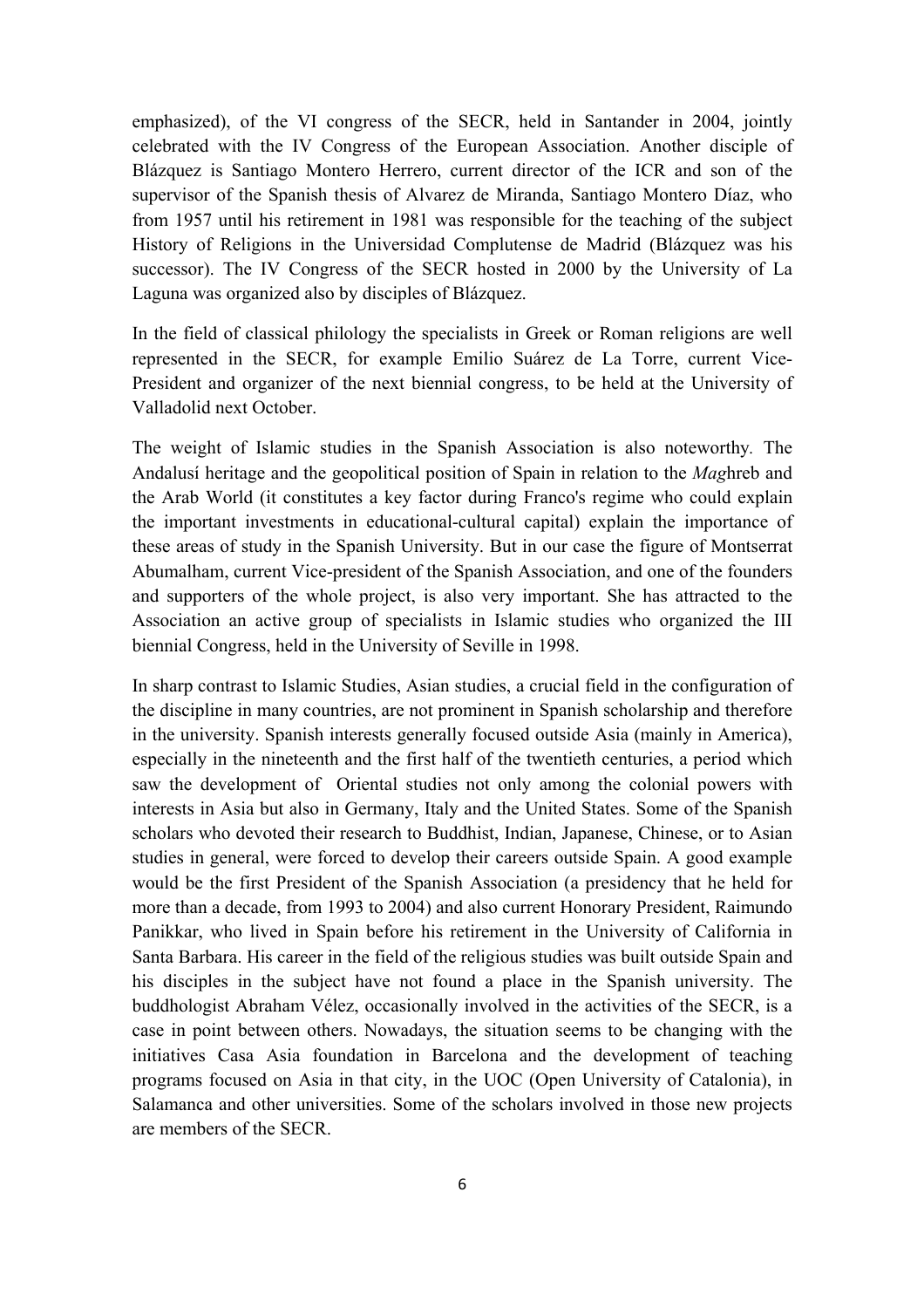emphasized), of the VI congress of the SECR, held in Santander in 2004, jointly celebrated with the IV Congress of the European Association. Another disciple of Blázquez is Santiago Montero Herrero, current director of the ICR and son of the supervisor of the Spanish thesis of Alvarez de Miranda, Santiago Montero Díaz, who from 1957 until his retirement in 1981 was responsible for the teaching of the subject History of Religions in the Universidad Complutense de Madrid (Blázquez was his successor). The IV Congress of the SECR hosted in 2000 by the University of La Laguna was organized also by disciples of Blázquez.

In the field of classical philology the specialists in Greek or Roman religions are well represented in the SECR, for example Emilio Suárez de La Torre, current Vice-President and organizer of the next biennial congress, to be held at the University of Valladolid next October.

The weight of Islamic studies in the Spanish Association is also noteworthy. The Andalusí heritage and the geopolitical position of Spain in relation to the *Mag*hreb and the Arab World (it constitutes a key factor during Franco's regime who could explain the important investments in educational-cultural capital) explain the importance of these areas of study in the Spanish University. But in our case the figure of Montserrat Abumalham, current Vice-president of the Spanish Association, and one of the founders and supporters of the whole project, is also very important. She has attracted to the Association an active group of specialists in Islamic studies who organized the III biennial Congress, held in the University of Seville in 1998.

In sharp contrast to Islamic Studies, Asian studies, a crucial field in the configuration of the discipline in many countries, are not prominent in Spanish scholarship and therefore in the university. Spanish interests generally focused outside Asia (mainly in America), especially in the nineteenth and the first half of the twentieth centuries, a period which saw the development of Oriental studies not only among the colonial powers with interests in Asia but also in Germany, Italy and the United States. Some of the Spanish scholars who devoted their research to Buddhist, Indian, Japanese, Chinese, or to Asian studies in general, were forced to develop their careers outside Spain. A good example would be the first President of the Spanish Association (a presidency that he held for more than a decade, from 1993 to 2004) and also current Honorary President, Raimundo Panikkar, who lived in Spain before his retirement in the University of California in Santa Barbara. His career in the field of the religious studies was built outside Spain and his disciples in the subject have not found a place in the Spanish university. The buddhologist Abraham Vélez, occasionally involved in the activities of the SECR, is a case in point between others. Nowadays, the situation seems to be changing with the initiatives Casa Asia foundation in Barcelona and the development of teaching programs focused on Asia in that city, in the UOC (Open University of Catalonia), in Salamanca and other universities. Some of the scholars involved in those new projects are members of the SECR.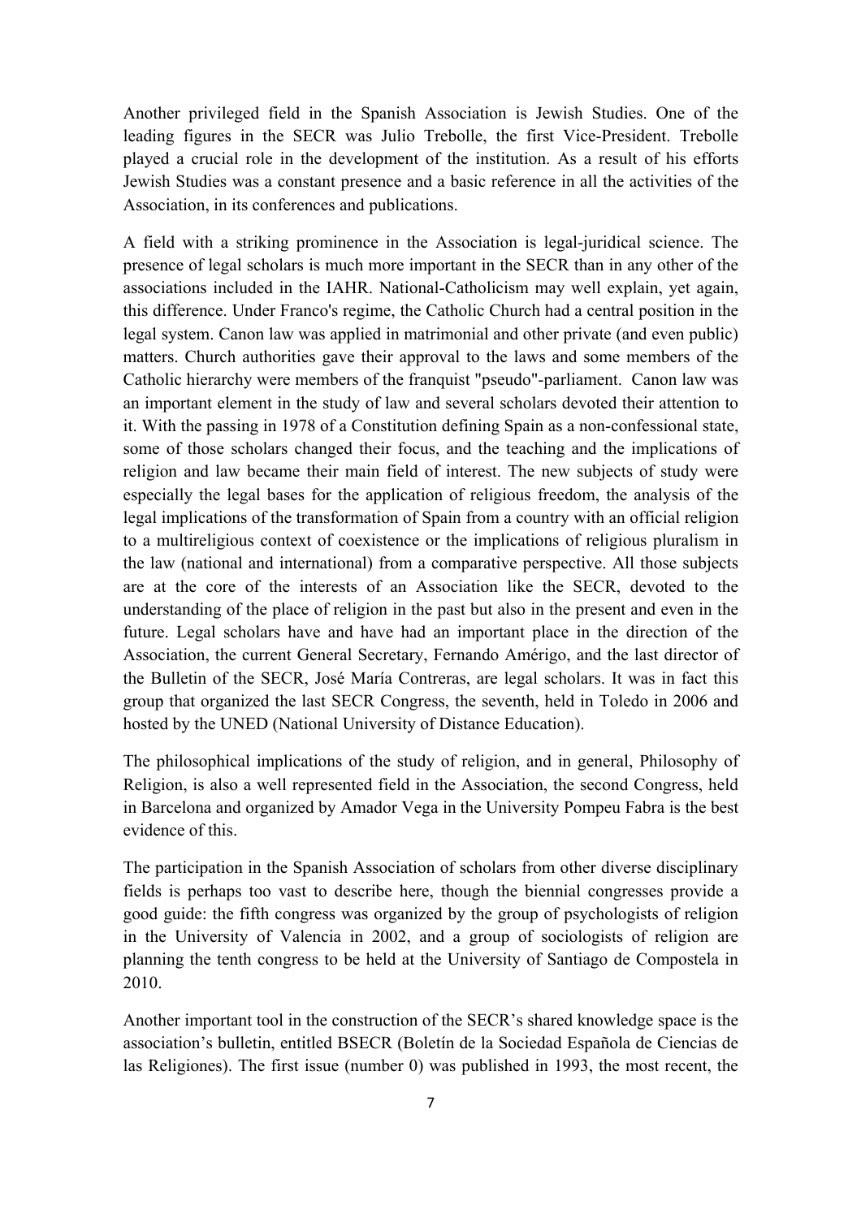Another privileged field in the Spanish Association is Jewish Studies. One of the leading figures in the SECR was Julio Trebolle, the first Vice-President. Trebolle played a crucial role in the development of the institution. As a result of his efforts Jewish Studies was a constant presence and a basic reference in all the activities of the Association, in its conferences and publications.

A field with a striking prominence in the Association is legal-juridical science. The presence of legal scholars is much more important in the SECR than in any other of the associations included in the IAHR. National-Catholicism may well explain, yet again, this difference. Under Franco's regime, the Catholic Church had a central position in the legal system. Canon law was applied in matrimonial and other private (and even public) matters. Church authorities gave their approval to the laws and some members of the Catholic hierarchy were members of the franquist "pseudo"-parliament. Canon law was an important element in the study of law and several scholars devoted their attention to it. With the passing in 1978 of a Constitution defining Spain as a non-confessional state, some of those scholars changed their focus, and the teaching and the implications of religion and law became their main field of interest. The new subjects of study were especially the legal bases for the application of religious freedom, the analysis of the legal implications of the transformation of Spain from a country with an official religion to a multireligious context of coexistence or the implications of religious pluralism in the law (national and international) from a comparative perspective. All those subjects are at the core of the interests of an Association like the SECR, devoted to the understanding of the place of religion in the past but also in the present and even in the future. Legal scholars have and have had an important place in the direction of the Association, the current General Secretary, Fernando Amérigo, and the last director of the Bulletin of the SECR, José María Contreras, are legal scholars. It was in fact this group that organized the last SECR Congress, the seventh, held in Toledo in 2006 and hosted by the UNED (National University of Distance Education).

The philosophical implications of the study of religion, and in general, Philosophy of Religion, is also a well represented field in the Association, the second Congress, held in Barcelona and organized by Amador Vega in the University Pompeu Fabra is the best evidence of this.

The participation in the Spanish Association of scholars from other diverse disciplinary fields is perhaps too vast to describe here, though the biennial congresses provide a good guide: the fifth congress was organized by the group of psychologists of religion in the University of Valencia in 2002, and a group of sociologists of religion are planning the tenth congress to be held at the University of Santiago de Compostela in 2010.

Another important tool in the construction of the SECR's shared knowledge space is the association's bulletin, entitled BSECR (Boletín de la Sociedad Española de Ciencias de las Religiones). The first issue (number 0) was published in 1993, the most recent, the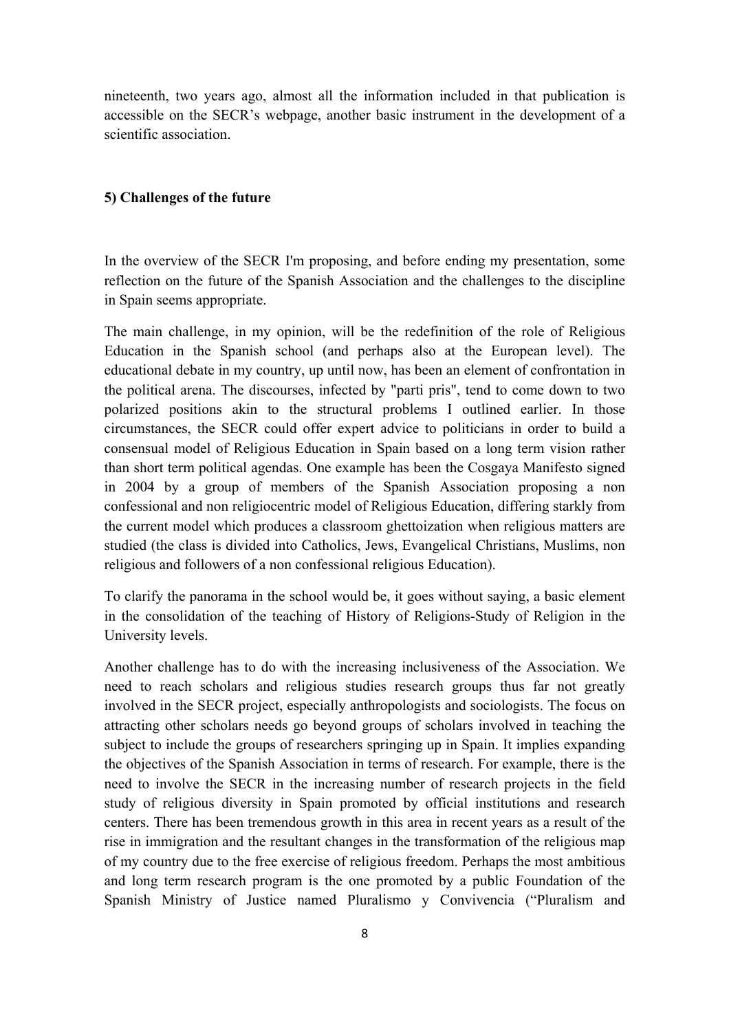nineteenth, two years ago, almost all the information included in that publication is accessible on the SECR's webpage, another basic instrument in the development of a scientific association.

## 5) Challenges of the future

In the overview of the SECR I'm proposing, and before ending my presentation, some reflection on the future of the Spanish Association and the challenges to the discipline in Spain seems appropriate.

The main challenge, in my opinion, will be the redefinition of the role of Religious Education in the Spanish school (and perhaps also at the European level). The educational debate in my country, up until now, has been an element of confrontation in the political arena. The discourses, infected by "parti pris", tend to come down to two polarized positions akin to the structural problems I outlined earlier. In those circumstances, the SECR could offer expert advice to politicians in order to build a consensual model of Religious Education in Spain based on a long term vision rather than short term political agendas. One example has been the Cosgaya Manifesto signed in 2004 by a group of members of the Spanish Association proposing a non confessional and non religiocentric model of Religious Education, differing starkly from the current model which produces a classroom ghettoization when religious matters are studied (the class is divided into Catholics, Jews, Evangelical Christians, Muslims, non religious and followers of a non confessional religious Education).

To clarify the panorama in the school would be, it goes without saying, a basic element in the consolidation of the teaching of History of Religions-Study of Religion in the University levels.

Another challenge has to do with the increasing inclusiveness of the Association. We need to reach scholars and religious studies research groups thus far not greatly involved in the SECR project, especially anthropologists and sociologists. The focus on attracting other scholars needs go beyond groups of scholars involved in teaching the subject to include the groups of researchers springing up in Spain. It implies expanding the objectives of the Spanish Association in terms of research. For example, there is the need to involve the SECR in the increasing number of research projects in the field study of religious diversity in Spain promoted by official institutions and research centers. There has been tremendous growth in this area in recent years as a result of the rise in immigration and the resultant changes in the transformation of the religious map of my country due to the free exercise of religious freedom. Perhaps the most ambitious and long term research program is the one promoted by a public Foundation of the Spanish Ministry of Justice named Pluralismo y Convivencia ("Pluralism and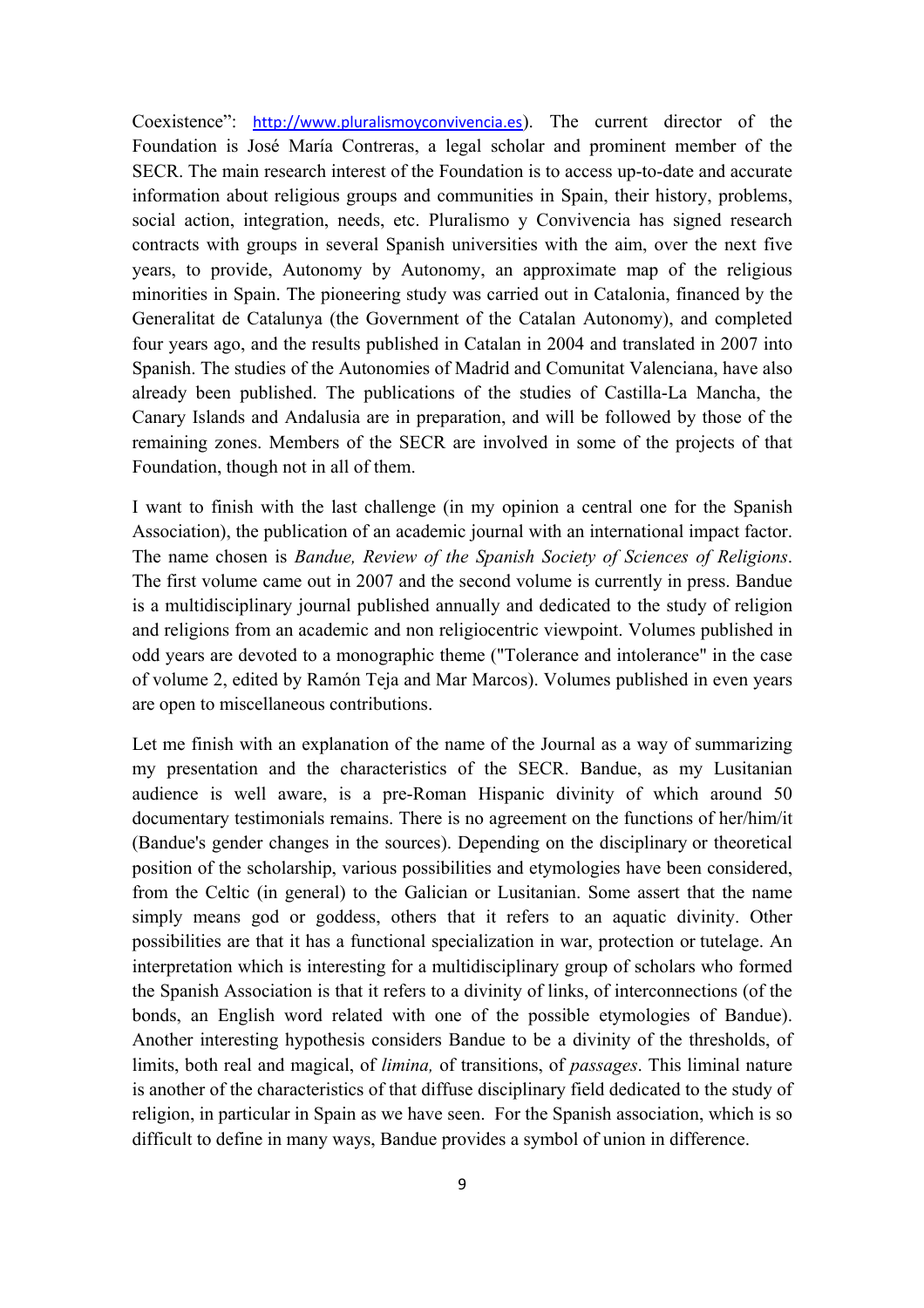Coexistence": http://www.pluralismoyconvivencia.es). The current director of the Foundation is José María Contreras, a legal scholar and prominent member of the SECR. The main research interest of the Foundation is to access up-to-date and accurate information about religious groups and communities in Spain, their history, problems, social action, integration, needs, etc. Pluralismo y Convivencia has signed research contracts with groups in several Spanish universities with the aim, over the next five years, to provide, Autonomy by Autonomy, an approximate map of the religious minorities in Spain. The pioneering study was carried out in Catalonia, financed by the Generalitat de Catalunya (the Government of the Catalan Autonomy), and completed four years ago, and the results published in Catalan in 2004 and translated in 2007 into Spanish. The studies of the Autonomies of Madrid and Comunitat Valenciana, have also already been published. The publications of the studies of Castilla-La Mancha, the Canary Islands and Andalusia are in preparation, and will be followed by those of the remaining zones. Members of the SECR are involved in some of the projects of that Foundation, though not in all of them.

I want to finish with the last challenge (in my opinion a central one for the Spanish Association), the publication of an academic journal with an international impact factor. The name chosen is *Bandue, Review of the Spanish Society of Sciences of Religions*. The first volume came out in 2007 and the second volume is currently in press. Bandue is a multidisciplinary journal published annually and dedicated to the study of religion and religions from an academic and non religiocentric viewpoint. Volumes published in odd years are devoted to a monographic theme ("Tolerance and intolerance" in the case of volume 2, edited by Ramón Teja and Mar Marcos). Volumes published in even years are open to miscellaneous contributions.

Let me finish with an explanation of the name of the Journal as a way of summarizing my presentation and the characteristics of the SECR. Bandue, as my Lusitanian audience is well aware, is a pre-Roman Hispanic divinity of which around 50 documentary testimonials remains. There is no agreement on the functions of her/him/it (Bandue's gender changes in the sources). Depending on the disciplinary or theoretical position of the scholarship, various possibilities and etymologies have been considered, from the Celtic (in general) to the Galician or Lusitanian. Some assert that the name simply means god or goddess, others that it refers to an aquatic divinity. Other possibilities are that it has a functional specialization in war, protection or tutelage. An interpretation which is interesting for a multidisciplinary group of scholars who formed the Spanish Association is that it refers to a divinity of links, of interconnections (of the bonds, an English word related with one of the possible etymologies of Bandue). Another interesting hypothesis considers Bandue to be a divinity of the thresholds, of limits, both real and magical, of *limina,* of transitions, of *passages*. This liminal nature is another of the characteristics of that diffuse disciplinary field dedicated to the study of religion, in particular in Spain as we have seen. For the Spanish association, which is so difficult to define in many ways, Bandue provides a symbol of union in difference.